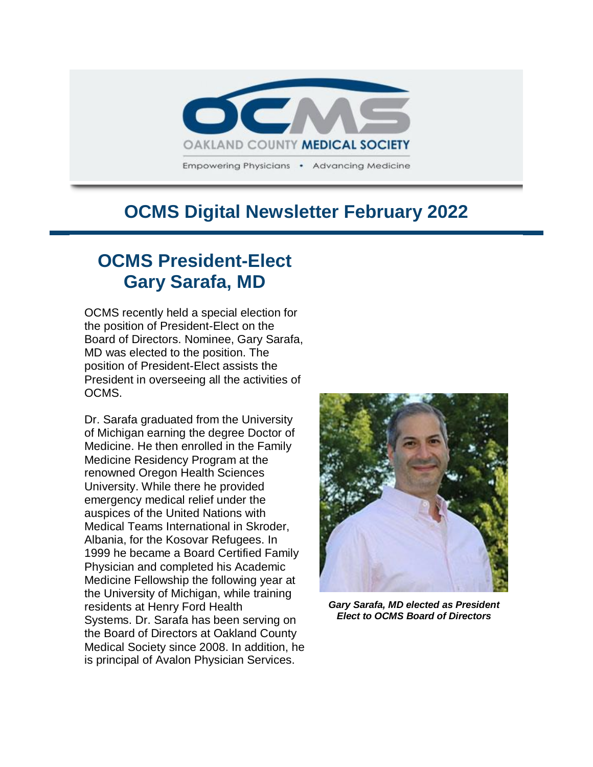OAKLAND COUNTY MEDICAL SOCIETY

Empowering Physicians • Advancing Medicine

# OCMS Digital Newsletter February 2022

## OCMS President-Elect Gary Sarafa, MD

OCMS recently held a special election for the position of President-Elect on the Board of Directors. Nominee, Gary Sarafa, MD was elected to the position. The position of President-Elect assists the President in overseeing all the activities of OCMS.

Dr. Sarafa graduated from the University of Michigan earning the degree Doctor of Medicine. He then enrolled in the Family Medicine Residency Program at the renowned Oregon Health Sciences University. While there he provided emergency medical relief under the auspices of the United Nations with Medical Teams International in Skroder, Albania, for the Kosovar Refugees. In 1999 he became a Board Certified Family Physician and completed his Academic Medicine Fellowship the following year at the University of Michigan, while training residents at Henry Ford Health Systems. Dr. Sarafa has been serving on the Board of Directors at Oakland County Medical Society since 2008. In addition, he is principal of Avalon Physician Services.

***Gary Sarafa, MD elected as President Elect to OCMS Board of Directors***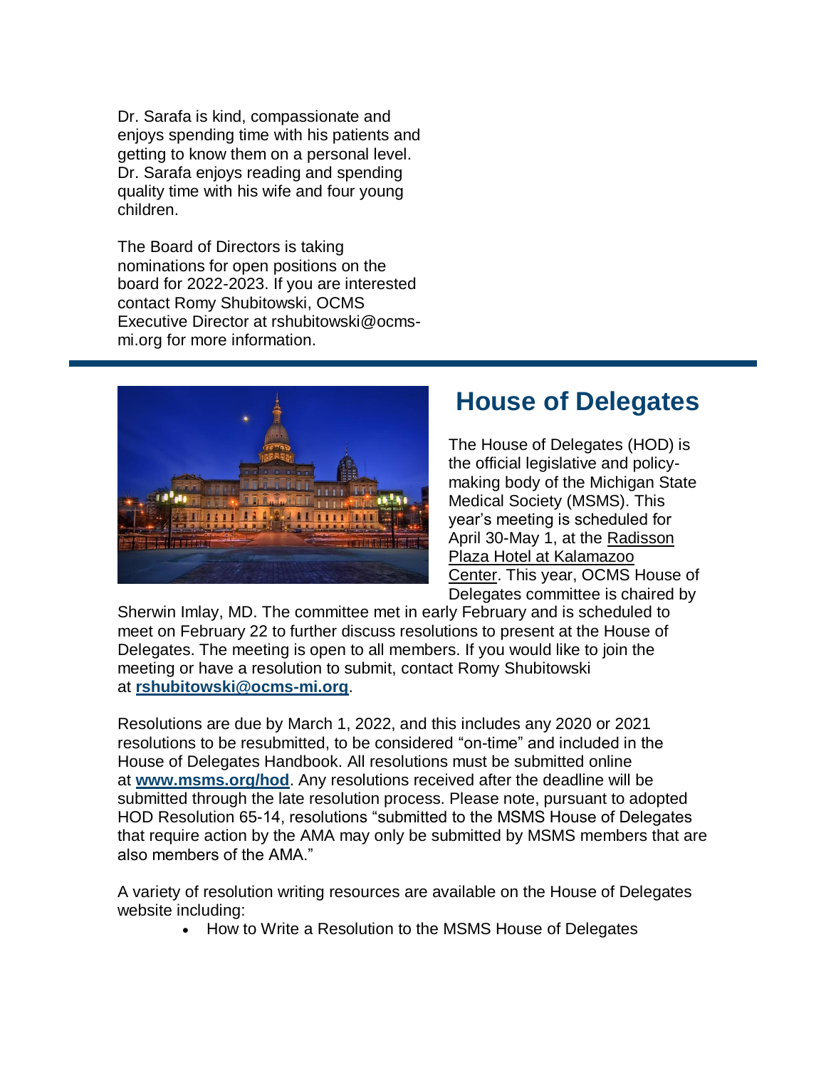Dr. Sarafa is kind, compassionate and enjoys spending time with his patients and getting to know them on a personal level. Dr. Sarafa enjoys reading and spending quality time with his wife and four young children.

The Board of Directors is taking nominations for open positions on the board for 2022-2023. If you are interested contact Romy Shubitowski, OCMS Executive Director at rshubitowski@ocms-mi.org for more information.

## House of Delegates

The House of Delegates (HOD) is the official legislative and policy-making body of the Michigan State Medical Society (MSMS). This year's meeting is scheduled for April 30-May 1, at the Radisson Plaza Hotel at Kalamazoo Center. This year, OCMS House of Delegates committee is chaired by Sherwin Imlay, MD. The committee met in early February and is scheduled to meet on February 22 to further discuss resolutions to present at the House of Delegates. The meeting is open to all members. If you would like to join the meeting or have a resolution to submit, contact Romy Shubitowski at **rshubitowski@ocms-mi.org**.

Resolutions are due by March 1, 2022, and this includes any 2020 or 2021 resolutions to be resubmitted, to be considered "on-time" and included in the House of Delegates Handbook. All resolutions must be submitted online at **www.msms.org/hod**. Any resolutions received after the deadline will be submitted through the late resolution process. Please note, pursuant to adopted HOD Resolution 65-14, resolutions "submitted to the MSMS House of Delegates that require action by the AMA may only be submitted by MSMS members that are also members of the AMA."

A variety of resolution writing resources are available on the House of Delegates website including:

- How to Write a Resolution to the MSMS House of Delegates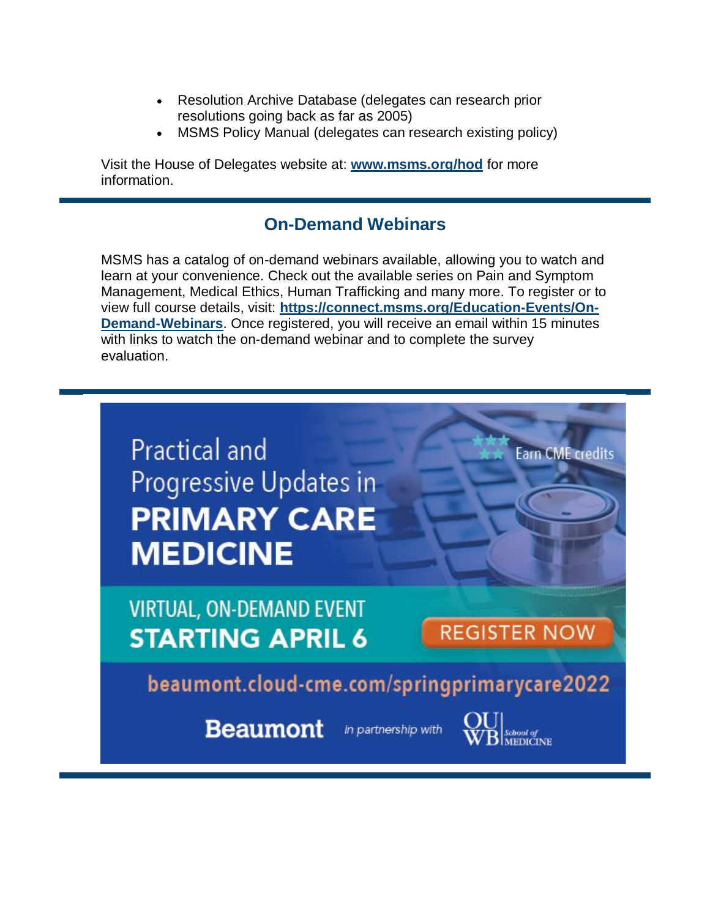- Resolution Archive Database (delegates can research prior resolutions going back as far as 2005)
- MSMS Policy Manual (delegates can research existing policy)

Visit the House of Delegates website at: **[www.msms.org/hod](www.msms.org/hod)** for more information.

## On-Demand Webinars

MSMS has a catalog of on-demand webinars available, allowing you to watch and learn at your convenience. Check out the available series on Pain and Symptom Management, Medical Ethics, Human Trafficking and many more. To register or to view full course details, visit: **[https://connect.msms.org/Education-Events/On-Demand-Webinars](https://connect.msms.org/Education-Events/On-Demand-Webinars)**. Once registered, you will receive an email within 15 minutes with links to watch the on-demand webinar and to complete the survey evaluation.

Practical and Progressive Updates in **PRIMARY CARE MEDICINE**

Earn CME credits

VIRTUAL, ON-DEMAND EVENT
**STARTING APRIL 6**

REGISTER NOW

beaumont.cloud-cme.com/springprimarycare2022

**Beaumont** *in partnership with* OUWB School of Medicine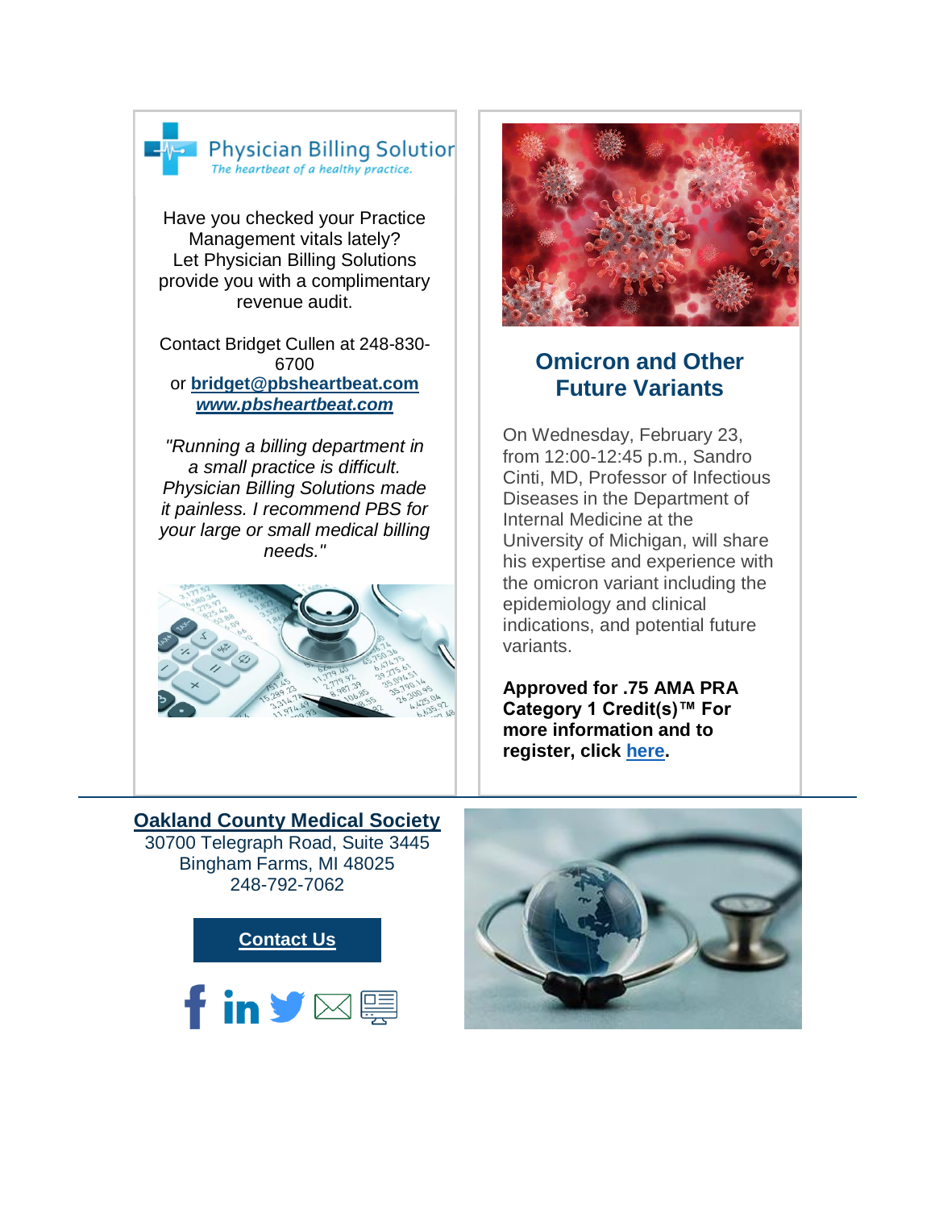Physician Billing Solutions
*The heartbeat of a healthy practice.*

Have you checked your Practice Management vitals lately?
Let Physician Billing Solutions provide you with a complimentary revenue audit.

Contact Bridget Cullen at 248-830-6700
or **bridget@pbsheartbeat.com**
***www.pbsheartbeat.com***

*"Running a billing department in a small practice is difficult. Physician Billing Solutions made it painless. I recommend PBS for your large or small medical billing needs."*

## Omicron and Other Future Variants

On Wednesday, February 23, from 12:00-12:45 p.m., Sandro Cinti, MD, Professor of Infectious Diseases in the Department of Internal Medicine at the University of Michigan, will share his expertise and experience with the omicron variant including the epidemiology and clinical indications, and potential future variants.

**Approved for .75 AMA PRA Category 1 Credit(s)™ For more information and to register, click here.**

---

**Oakland County Medical Society**
30700 Telegraph Road, Suite 3445
Bingham Farms, MI 48025
248-792-7062

**Contact Us**